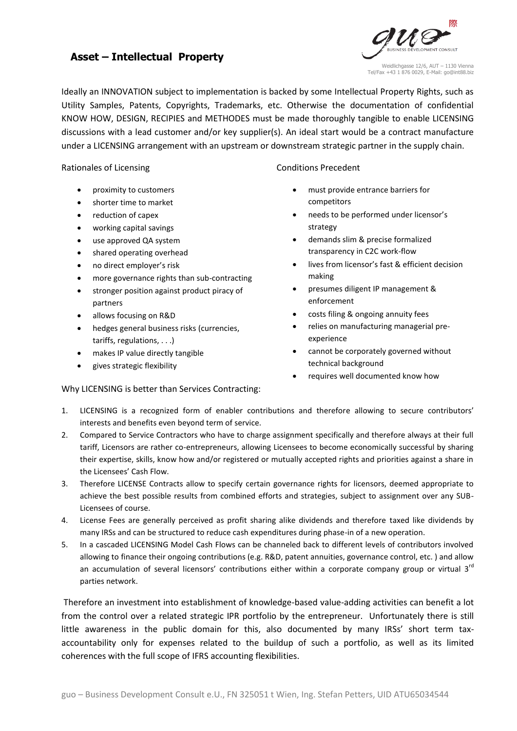# Asset – Intellectual Property

Ideally an INNOVATION subject to implementation is backed by some Intellectual Property Rights, such as Utility Samples, Patents, Copyrights, Trademarks, etc. Otherwise the documentation of confidential KNOW HOW, DESIGN, RECIPIES and METHODES must be made thoroughly tangible to enable LICENSING discussions with a lead customer and/or key supplier(s). An ideal start would be a contract manufacture under a LICENSING arrangement with an upstream or downstream strategic partner in the supply chain.

Rationales of Licensing

- proximity to customers
- shorter time to market
- reduction of capex
- working capital savings
- use approved QA system
- shared operating overhead
- no direct employer's risk
- more governance rights than sub-contracting
- stronger position against product piracy of partners
- allows focusing on R&D
- hedges general business risks (currencies, tariffs, regulations, . . .)
- makes IP value directly tangible
- gives strategic flexibility

Conditions Precedent

- must provide entrance barriers for competitors
- needs to be performed under licensor's strategy
- demands slim & precise formalized transparency in C2C work-flow
- lives from licensor's fast & efficient decision making
- presumes diligent IP management & enforcement
- costs filing & ongoing annuity fees
- relies on manufacturing managerial pre-experience
- cannot be corporately governed without technical background
- requires well documented know how

Why LICENSING is better than Services Contracting:

1. LICENSING is a recognized form of enabler contributions and therefore allowing to secure contributors' interests and benefits even beyond term of service.
2. Compared to Service Contractors who have to charge assignment specifically and therefore always at their full tariff, Licensors are rather co-entrepreneurs, allowing Licensees to become economically successful by sharing their expertise, skills, know how and/or registered or mutually accepted rights and priorities against a share in the Licensees' Cash Flow.
3. Therefore LICENSE Contracts allow to specify certain governance rights for licensors, deemed appropriate to achieve the best possible results from combined efforts and strategies, subject to assignment over any SUB-Licensees of course.
4. License Fees are generally perceived as profit sharing alike dividends and therefore taxed like dividends by many IRSs and can be structured to reduce cash expenditures during phase-in of a new operation.
5. In a cascaded LICENSING Model Cash Flows can be channeled back to different levels of contributors involved allowing to finance their ongoing contributions (e.g. R&D, patent annuities, governance control, etc. ) and allow an accumulation of several licensors' contributions either within a corporate company group or virtual 3rd parties network.

Therefore an investment into establishment of knowledge-based value-adding activities can benefit a lot from the control over a related strategic IPR portfolio by the entrepreneur. Unfortunately there is still little awareness in the public domain for this, also documented by many IRSs' short term tax-accountability only for expenses related to the buildup of such a portfolio, as well as its limited coherences with the full scope of IFRS accounting flexibilities.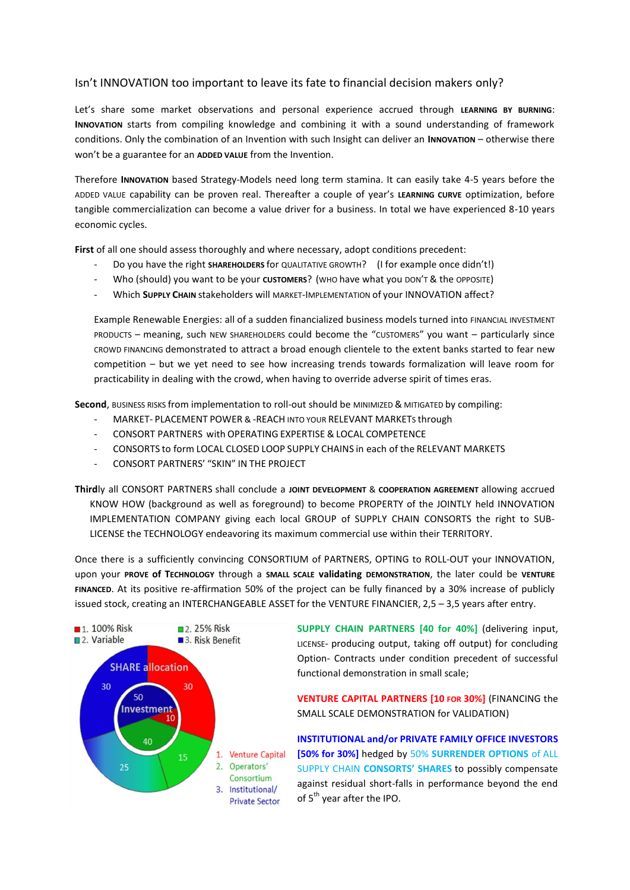Isn't INNOVATION too important to leave its fate to financial decision makers only?

Let's share some market observations and personal experience accrued through **LEARNING BY BURNING**: **INNOVATION** starts from compiling knowledge and combining it with a sound understanding of framework conditions. Only the combination of an Invention with such Insight can deliver an **INNOVATION** – otherwise there won't be a guarantee for an **ADDED VALUE** from the Invention.

Therefore **INNOVATION** based Strategy-Models need long term stamina. It can easily take 4-5 years before the ADDED VALUE capability can be proven real. Thereafter a couple of year's **LEARNING CURVE** optimization, before tangible commercialization can become a value driver for a business. In total we have experienced 8-10 years economic cycles.

**First** of all one should assess thoroughly and where necessary, adopt conditions precedent:

- Do you have the right **SHAREHOLDERS** for QUALITATIVE GROWTH? (I for example once didn't!)
- Who (should) you want to be your **CUSTOMERS**? (WHO have what you DON'T & the OPPOSITE)
- Which **SUPPLY CHAIN** stakeholders will MARKET-IMPLEMENTATION of your INNOVATION affect?

Example Renewable Energies: all of a sudden financialized business models turned into FINANCIAL INVESTMENT PRODUCTS – meaning, such NEW SHAREHOLDERS could become the "CUSTOMERS" you want – particularly since CROWD FINANCING demonstrated to attract a broad enough clientele to the extent banks started to fear new competition – but we yet need to see how increasing trends towards formalization will leave room for practicability in dealing with the crowd, when having to override adverse spirit of times eras.

**Second**, BUSINESS RISKS from implementation to roll-out should be MINIMIZED & MITIGATED by compiling:

- MARKET- PLACEMENT POWER & -REACH INTO YOUR RELEVANT MARKETs through
- CONSORT PARTNERS with OPERATING EXPERTISE & LOCAL COMPETENCE
- CONSORTS to form LOCAL CLOSED LOOP SUPPLY CHAINS in each of the RELEVANT MARKETS
- CONSORT PARTNERS' "SKIN" IN THE PROJECT

**Third**ly all CONSORT PARTNERS shall conclude a **JOINT DEVELOPMENT** & **COOPERATION AGREEMENT** allowing accrued KNOW HOW (background as well as foreground) to become PROPERTY of the JOINTLY held INNOVATION IMPLEMENTATION COMPANY giving each local GROUP of SUPPLY CHAIN CONSORTS the right to SUB-LICENSE the TECHNOLOGY endeavoring its maximum commercial use within their TERRITORY.

Once there is a sufficiently convincing CONSORTIUM of PARTNERS, OPTING to ROLL-OUT your INNOVATION, upon your **PROVE of TECHNOLOGY** through a **SMALL SCALE validating DEMONSTRATION**, the later could be **VENTURE FINANCED**. At its positive re-affirmation 50% of the project can be fully financed by a 30% increase of publicly issued stock, creating an INTERCHANGEABLE ASSET for the VENTURE FINANCIER, 2,5 – 3,5 years after entry.

1. 100% Risk
2. 25% Risk
2. Variable
3. Risk Benefit

SHARE allocation

Investment

30
30
50
10
40
15
25

1. Venture Capital
2. Operators' Consortium
3. Institutional/ Private Sector

**SUPPLY CHAIN PARTNERS [40 for 40%]** (delivering input, LICENSE- producing output, taking off output) for concluding Option- Contracts under condition precedent of successful functional demonstration in small scale;

**VENTURE CAPITAL PARTNERS [10 FOR 30%]** (FINANCING the SMALL SCALE DEMONSTRATION for VALIDATION)

**INSTITUTIONAL and/or PRIVATE FAMILY OFFICE INVESTORS [50% for 30%]** hedged by 50% **SURRENDER OPTIONS** of ALL SUPPLY CHAIN **CONSORTS' SHARES** to possibly compensate against residual short-falls in performance beyond the end of 5th year after the IPO.